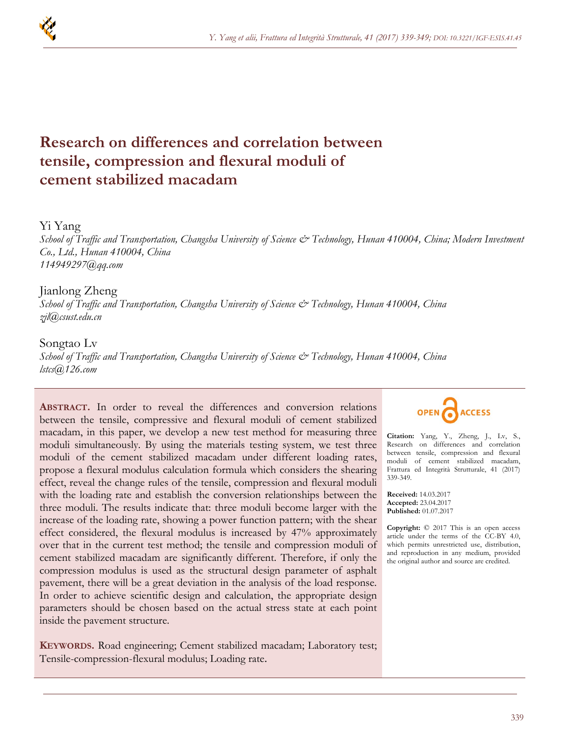# Research on differences and correlation between tensile, compression and flexural moduli of cement stabilized macadam

Yi Yang

*School of Traffic and Transportation, Changsha University of Science & Technology, Hunan 410004, China; Modern Investment Co., Ltd., Hunan 410004, China*

*114949297@qq.com*

Jianlong Zheng

*School of Traffic and Transportation, Changsha University of Science & Technology, Hunan 410004, China*

*zjl@csust.edu.cn*

Songtao Lv

*School of Traffic and Transportation, Changsha University of Science & Technology, Hunan 410004, China*

*lstcs@126.com*

**ABSTRACT.** In order to reveal the differences and conversion relations between the tensile, compressive and flexural moduli of cement stabilized macadam, in this paper, we develop a new test method for measuring three moduli simultaneously. By using the materials testing system, we test three moduli of the cement stabilized macadam under different loading rates, propose a flexural modulus calculation formula which considers the shearing effect, reveal the change rules of the tensile, compression and flexural moduli with the loading rate and establish the conversion relationships between the three moduli. The results indicate that: three moduli become larger with the increase of the loading rate, showing a power function pattern; with the shear effect considered, the flexural modulus is increased by 47% approximately over that in the current test method; the tensile and compression moduli of cement stabilized macadam are significantly different. Therefore, if only the compression modulus is used as the structural design parameter of asphalt pavement, there will be a great deviation in the analysis of the load response. In order to achieve scientific design and calculation, the appropriate design parameters should be chosen based on the actual stress state at each point inside the pavement structure.

**KEYWORDS.** Road engineering; Cement stabilized macadam; Laboratory test; Tensile-compression-flexural modulus; Loading rate.

OPEN ACCESS

**Citation:** Yang, Y., Zheng, J., Lv, S., Research on differences and correlation between tensile, compression and flexural moduli of cement stabilized macadam, Frattura ed Integrità Strutturale, 41 (2017) 339-349.

**Received:** 14.03.2017
**Accepted:** 23.04.2017
**Published:** 01.07.2017

**Copyright:** © 2017 This is an open access article under the terms of the CC-BY 4.0, which permits unrestricted use, distribution, and reproduction in any medium, provided the original author and source are credited.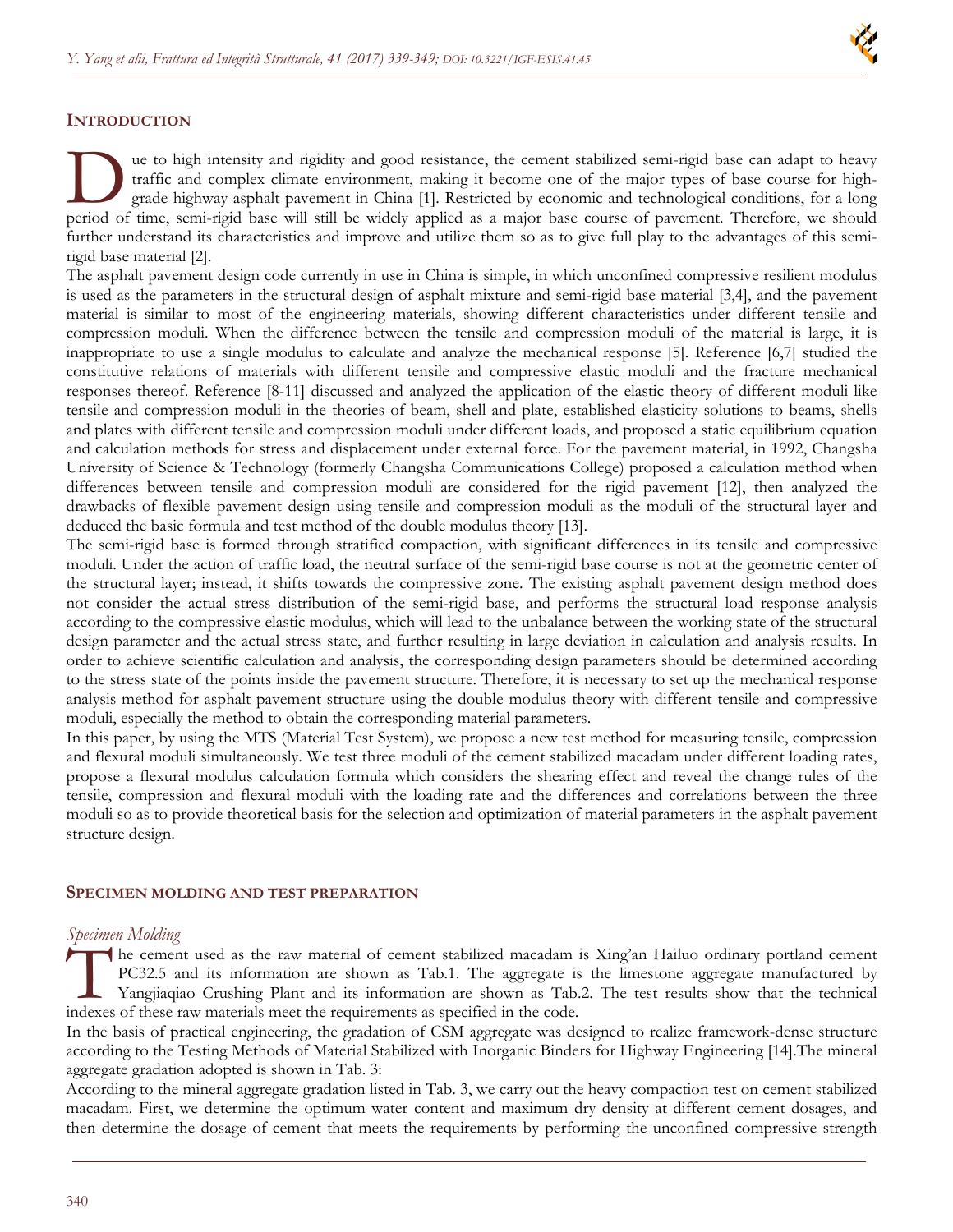## INTRODUCTION

Due to high intensity and rigidity and good resistance, the cement stabilized semi-rigid base can adapt to heavy traffic and complex climate environment, making it become one of the major types of base course for high-grade highway asphalt pavement in China [1]. Restricted by economic and technological conditions, for a long period of time, semi-rigid base will still be widely applied as a major base course of pavement. Therefore, we should further understand its characteristics and improve and utilize them so as to give full play to the advantages of this semi-rigid base material [2].

The asphalt pavement design code currently in use in China is simple, in which unconfined compressive resilient modulus is used as the parameters in the structural design of asphalt mixture and semi-rigid base material [3,4], and the pavement material is similar to most of the engineering materials, showing different characteristics under different tensile and compression moduli. When the difference between the tensile and compression moduli of the material is large, it is inappropriate to use a single modulus to calculate and analyze the mechanical response [5]. Reference [6,7] studied the constitutive relations of materials with different tensile and compressive elastic moduli and the fracture mechanical responses thereof. Reference [8-11] discussed and analyzed the application of the elastic theory of different moduli like tensile and compression moduli in the theories of beam, shell and plate, established elasticity solutions to beams, shells and plates with different tensile and compression moduli under different loads, and proposed a static equilibrium equation and calculation methods for stress and displacement under external force. For the pavement material, in 1992, Changsha University of Science & Technology (formerly Changsha Communications College) proposed a calculation method when differences between tensile and compression moduli are considered for the rigid pavement [12], then analyzed the drawbacks of flexible pavement design using tensile and compression moduli as the moduli of the structural layer and deduced the basic formula and test method of the double modulus theory [13].

The semi-rigid base is formed through stratified compaction, with significant differences in its tensile and compressive moduli. Under the action of traffic load, the neutral surface of the semi-rigid base course is not at the geometric center of the structural layer; instead, it shifts towards the compressive zone. The existing asphalt pavement design method does not consider the actual stress distribution of the semi-rigid base, and performs the structural load response analysis according to the compressive elastic modulus, which will lead to the unbalance between the working state of the structural design parameter and the actual stress state, and further resulting in large deviation in calculation and analysis results. In order to achieve scientific calculation and analysis, the corresponding design parameters should be determined according to the stress state of the points inside the pavement structure. Therefore, it is necessary to set up the mechanical response analysis method for asphalt pavement structure using the double modulus theory with different tensile and compressive moduli, especially the method to obtain the corresponding material parameters.

In this paper, by using the MTS (Material Test System), we propose a new test method for measuring tensile, compression and flexural moduli simultaneously. We test three moduli of the cement stabilized macadam under different loading rates, propose a flexural modulus calculation formula which considers the shearing effect and reveal the change rules of the tensile, compression and flexural moduli with the loading rate and the differences and correlations between the three moduli so as to provide theoretical basis for the selection and optimization of material parameters in the asphalt pavement structure design.

## SPECIMEN MOLDING AND TEST PREPARATION

### *Specimen Molding*

The cement used as the raw material of cement stabilized macadam is Xing'an Hailuo ordinary portland cement PC32.5 and its information are shown as Tab.1. The aggregate is the limestone aggregate manufactured by Yangjiaqiao Crushing Plant and its information are shown as Tab.2. The test results show that the technical indexes of these raw materials meet the requirements as specified in the code.

In the basis of practical engineering, the gradation of CSM aggregate was designed to realize framework-dense structure according to the Testing Methods of Material Stabilized with Inorganic Binders for Highway Engineering [14].The mineral aggregate gradation adopted is shown in Tab. 3:

According to the mineral aggregate gradation listed in Tab. 3, we carry out the heavy compaction test on cement stabilized macadam. First, we determine the optimum water content and maximum dry density at different cement dosages, and then determine the dosage of cement that meets the requirements by performing the unconfined compressive strength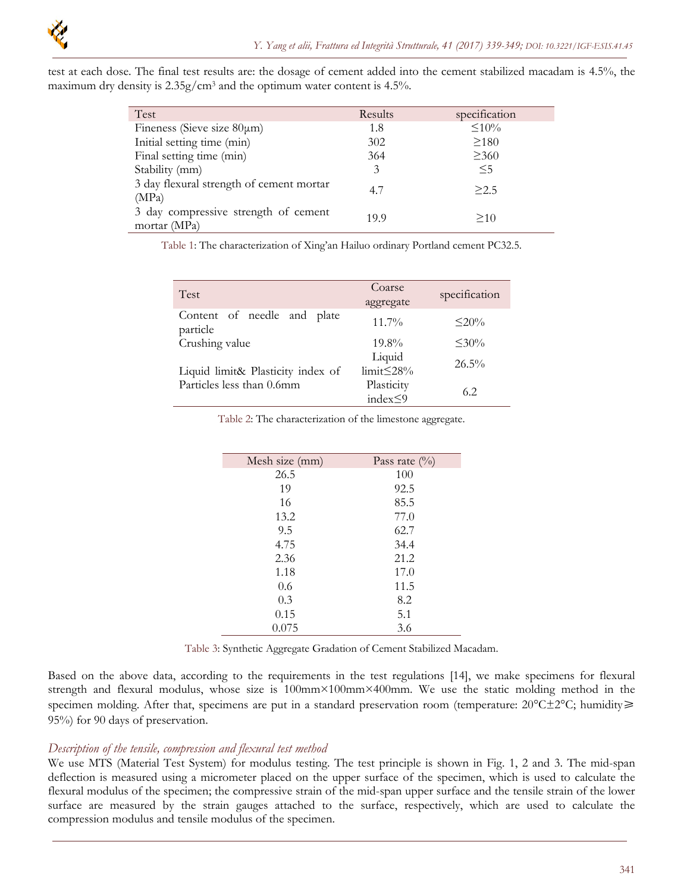test at each dose. The final test results are: the dosage of cement added into the cement stabilized macadam is 4.5%, the maximum dry density is 2.35g/cm³ and the optimum water content is 4.5%.

| Test | Results | specification |
|---|---|---|
| Fineness (Sieve size 80μm) | 1.8 | ≤10% |
| Initial setting time (min) | 302 | ≥180 |
| Final setting time (min) | 364 | ≥360 |
| Stability (mm) | 3 | ≤5 |
| 3 day flexural strength of cement mortar (MPa) | 4.7 | ≥2.5 |
| 3 day compressive strength of cement mortar (MPa) | 19.9 | ≥10 |

Table 1: The characterization of Xing'an Hailuo ordinary Portland cement PC32.5.

| Test | Coarse aggregate | specification |
|---|---|---|
| Content of needle and plate particle | 11.7% | ≤20% |
| Crushing value | 19.8% | ≤30% |
| Liquid limit& Plasticity index of Particles less than 0.6mm | Liquid limit≤28% | 26.5% |
| | Plasticity index≤9 | 6.2 |

Table 2: The characterization of the limestone aggregate.

| Mesh size (mm) | Pass rate (%) |
|---|---|
| 26.5 | 100 |
| 19 | 92.5 |
| 16 | 85.5 |
| 13.2 | 77.0 |
| 9.5 | 62.7 |
| 4.75 | 34.4 |
| 2.36 | 21.2 |
| 1.18 | 17.0 |
| 0.6 | 11.5 |
| 0.3 | 8.2 |
| 0.15 | 5.1 |
| 0.075 | 3.6 |

Table 3: Synthetic Aggregate Gradation of Cement Stabilized Macadam.

Based on the above data, according to the requirements in the test regulations [14], we make specimens for flexural strength and flexural modulus, whose size is 100mm×100mm×400mm. We use the static molding method in the specimen molding. After that, specimens are put in a standard preservation room (temperature: 20°C±2°C; humidity⩾95%) for 90 days of preservation.

### *Description of the tensile, compression and flexural test method*

We use MTS (Material Test System) for modulus testing. The test principle is shown in Fig. 1, 2 and 3. The mid-span deflection is measured using a micrometer placed on the upper surface of the specimen, which is used to calculate the flexural modulus of the specimen; the compressive strain of the mid-span upper surface and the tensile strain of the lower surface are measured by the strain gauges attached to the surface, respectively, which are used to calculate the compression modulus and tensile modulus of the specimen.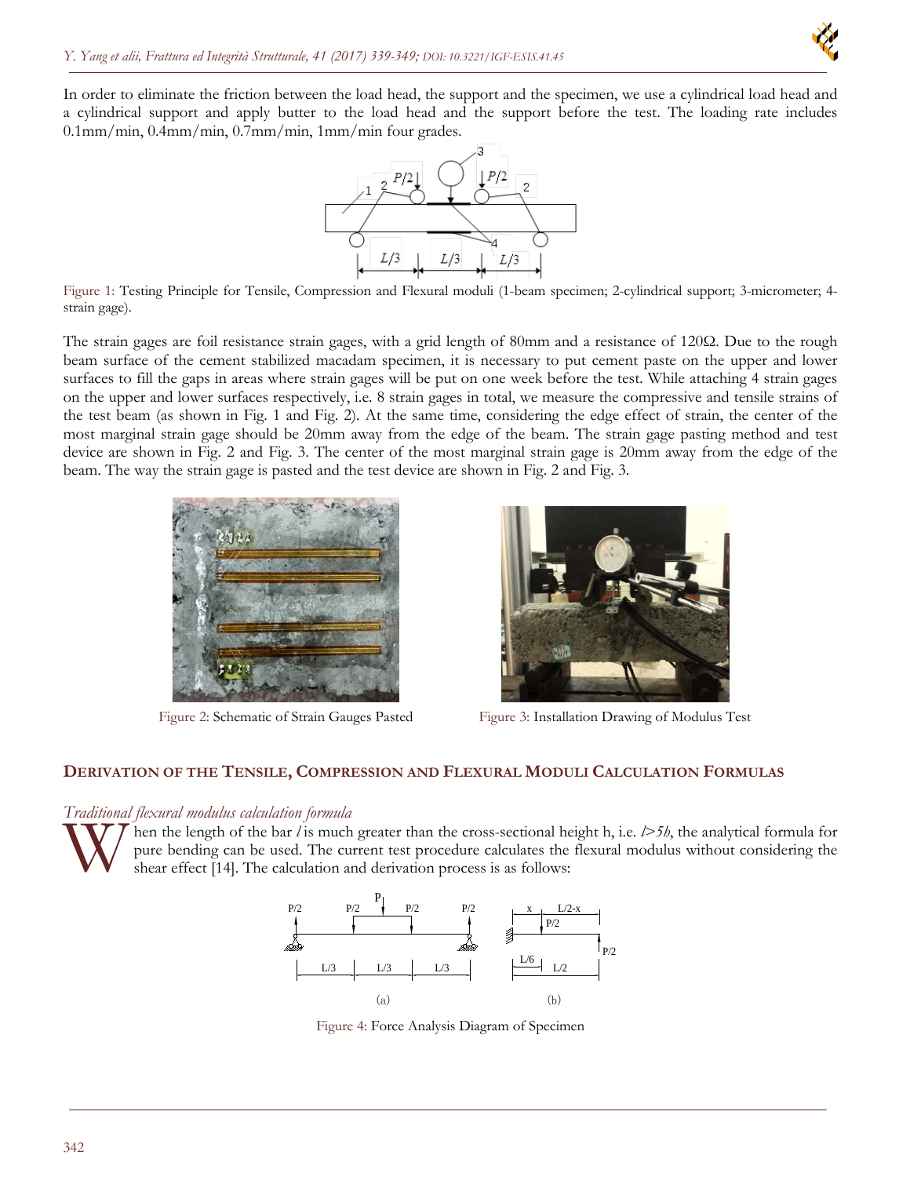In order to eliminate the friction between the load head, the support and the specimen, we use a cylindrical load head and a cylindrical support and apply butter to the load head and the support before the test. The loading rate includes 0.1mm/min, 0.4mm/min, 0.7mm/min, 1mm/min four grades.

Figure 1: Testing Principle for Tensile, Compression and Flexural moduli (1-beam specimen; 2-cylindrical support; 3-micrometer; 4-strain gage).

The strain gages are foil resistance strain gages, with a grid length of 80mm and a resistance of 120Ω. Due to the rough beam surface of the cement stabilized macadam specimen, it is necessary to put cement paste on the upper and lower surfaces to fill the gaps in areas where strain gages will be put on one week before the test. While attaching 4 strain gages on the upper and lower surfaces respectively, i.e. 8 strain gages in total, we measure the compressive and tensile strains of the test beam (as shown in Fig. 1 and Fig. 2). At the same time, considering the edge effect of strain, the center of the most marginal strain gage should be 20mm away from the edge of the beam. The strain gage pasting method and test device are shown in Fig. 2 and Fig. 3. The center of the most marginal strain gage is 20mm away from the edge of the beam. The way the strain gage is pasted and the test device are shown in Fig. 2 and Fig. 3.

Figure 2: Schematic of Strain Gauges Pasted

Figure 3: Installation Drawing of Modulus Test

## DERIVATION OF THE TENSILE, COMPRESSION AND FLEXURAL MODULI CALCULATION FORMULAS

### *Traditional flexural modulus calculation formula*

When the length of the bar $l$ is much greater than the cross-sectional height h, i.e. $l>5h$, the analytical formula for pure bending can be used. The current test procedure calculates the flexural modulus without considering the shear effect [14]. The calculation and derivation process is as follows:

Figure 4: Force Analysis Diagram of Specimen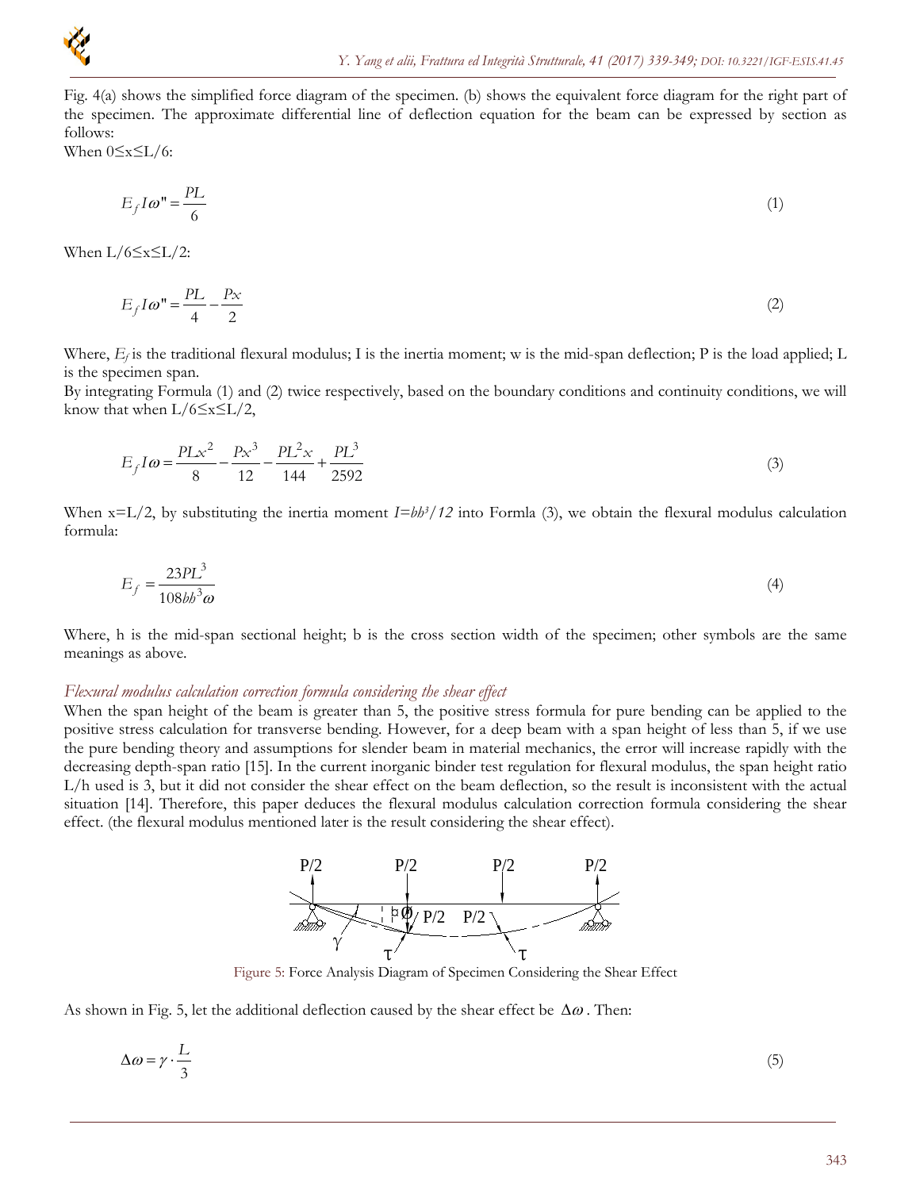Fig. 4(a) shows the simplified force diagram of the specimen. (b) shows the equivalent force diagram for the right part of the specimen. The approximate differential line of deflection equation for the beam can be expressed by section as follows:

When 0≤x≤L/6:

$$E_f I\omega" = \frac{PL}{6} \tag{1}$$

When L/6≤x≤L/2:

$$E_f I\omega" = \frac{PL}{4} - \frac{Px}{2} \tag{2}$$

Where, $E_f$ is the traditional flexural modulus; I is the inertia moment; w is the mid-span deflection; P is the load applied; L is the specimen span.

By integrating Formula (1) and (2) twice respectively, based on the boundary conditions and continuity conditions, we will know that when L/6≤x≤L/2,

$$E_f I\omega = \frac{PLx^2}{8} - \frac{Px^3}{12} - \frac{PL^2x}{144} + \frac{PL^3}{2592} \tag{3}$$

When x=L/2, by substituting the inertia moment $I=bh^3/12$ into Formla (3), we obtain the flexural modulus calculation formula:

$$E_f = \frac{23PL^3}{108bh^3\omega} \tag{4}$$

Where, h is the mid-span sectional height; b is the cross section width of the specimen; other symbols are the same meanings as above.

*Flexural modulus calculation correction formula considering the shear effect*

When the span height of the beam is greater than 5, the positive stress formula for pure bending can be applied to the positive stress calculation for transverse bending. However, for a deep beam with a span height of less than 5, if we use the pure bending theory and assumptions for slender beam in material mechanics, the error will increase rapidly with the decreasing depth-span ratio [15]. In the current inorganic binder test regulation for flexural modulus, the span height ratio L/h used is 3, but it did not consider the shear effect on the beam deflection, so the result is inconsistent with the actual situation [14]. Therefore, this paper deduces the flexural modulus calculation correction formula considering the shear effect. (the flexural modulus mentioned later is the result considering the shear effect).

Figure 5: Force Analysis Diagram of Specimen Considering the Shear Effect

As shown in Fig. 5, let the additional deflection caused by the shear effect be $\Delta\omega$. Then:

$$\Delta\omega = \gamma \cdot \frac{L}{3} \tag{5}$$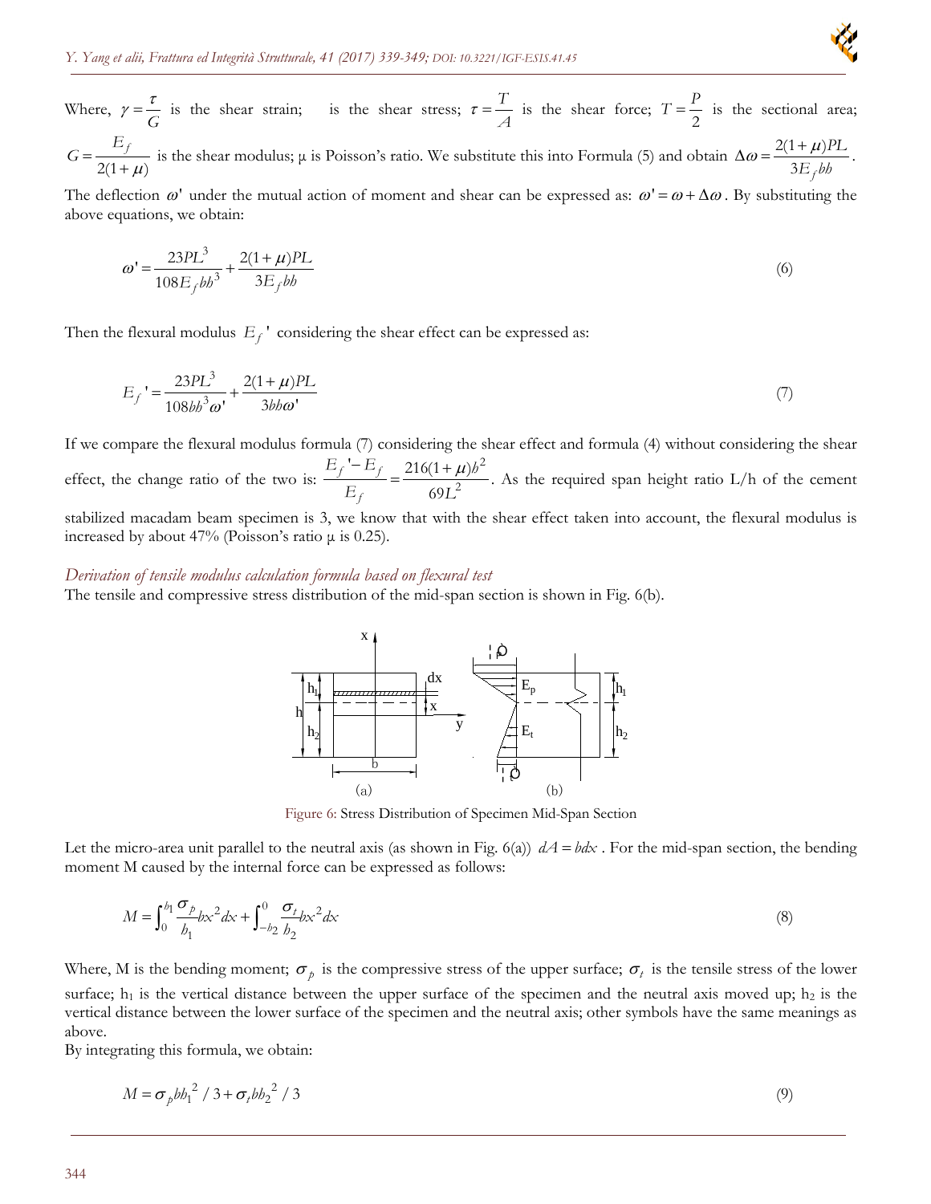Where, $\gamma = \frac{\tau}{G}$ is the shear strain; is the shear stress; $\tau = \frac{T}{A}$ is the shear force; $T = \frac{P}{2}$ is the sectional area; $G = \frac{E_f}{2(1+\mu)}$ is the shear modulus; μ is Poisson's ratio. We substitute this into Formula (5) and obtain $\Delta\omega = \frac{2(1+\mu)PL}{3E_f bh}$.

The deflection $\omega'$ under the mutual action of moment and shear can be expressed as: $\omega' = \omega + \Delta\omega$. By substituting the above equations, we obtain:

$$\omega' = \frac{23PL^3}{108E_f bh^3} + \frac{2(1+\mu)PL}{3E_f bh} \tag{6}$$

Then the flexural modulus $E_f'$ considering the shear effect can be expressed as:

$$E_f' = \frac{23PL^3}{108bh^3\omega'} + \frac{2(1+\mu)PL}{3bh\omega'} \tag{7}$$

If we compare the flexural modulus formula (7) considering the shear effect and formula (4) without considering the shear effect, the change ratio of the two is: $\frac{E_f' - E_f}{E_f} = \frac{216(1+\mu)h^2}{69L^2}$. As the required span height ratio L/h of the cement stabilized macadam beam specimen is 3, we know that with the shear effect taken into account, the flexural modulus is increased by about 47% (Poisson's ratio μ is 0.25).

*Derivation of tensile modulus calculation formula based on flexural test*

The tensile and compressive stress distribution of the mid-span section is shown in Fig. 6(b).

Figure 6: Stress Distribution of Specimen Mid-Span Section

Let the micro-area unit parallel to the neutral axis (as shown in Fig. 6(a)) $dA = bdx$. For the mid-span section, the bending moment M caused by the internal force can be expressed as follows:

$$M = \int_0^{h_1} \frac{\sigma_p}{h_1} bx^2 dx + \int_{-h_2}^{0} \frac{\sigma_t}{h_2} bx^2 dx \tag{8}$$

Where, M is the bending moment; $\sigma_p$ is the compressive stress of the upper surface; $\sigma_t$ is the tensile stress of the lower surface; $h_1$ is the vertical distance between the upper surface of the specimen and the neutral axis moved up; $h_2$ is the vertical distance between the lower surface of the specimen and the neutral axis; other symbols have the same meanings as above.

By integrating this formula, we obtain:

$$M = \sigma_p b h_1^2 / 3 + \sigma_t b h_2^2 / 3 \tag{9}$$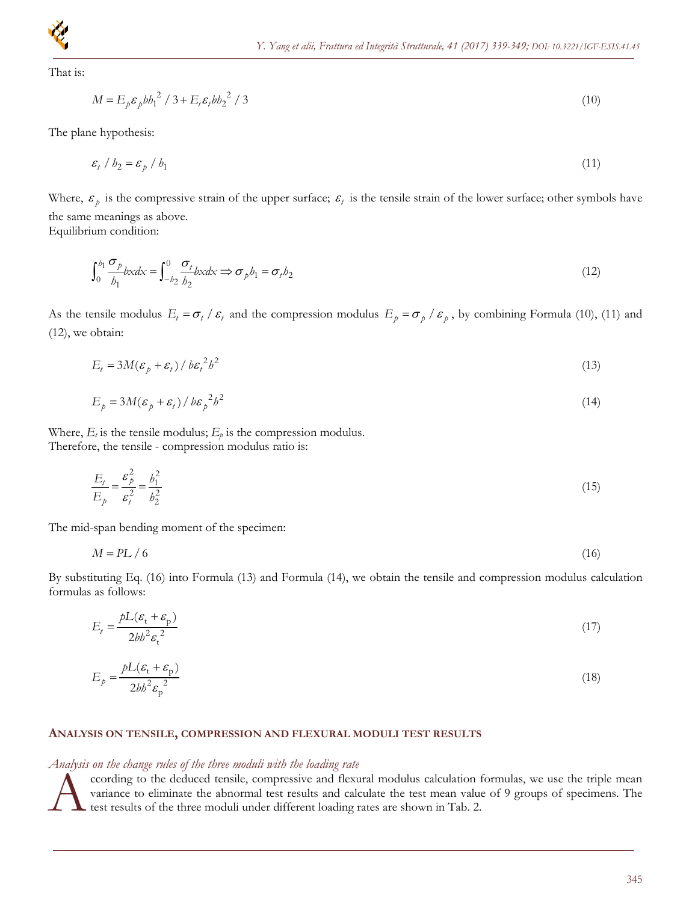That is:

$$M = E_p \varepsilon_p b h_1^{\ 2} / 3 + E_t \varepsilon_t b h_2^{\ 2} / 3 \tag{10}$$

The plane hypothesis:

$$\varepsilon_t / h_2 = \varepsilon_p / h_1 \tag{11}$$

Where, $\varepsilon_p$ is the compressive strain of the upper surface; $\varepsilon_t$ is the tensile strain of the lower surface; other symbols have the same meanings as above.
Equilibrium condition:

$$\int_0^{h_1} \frac{\sigma_p}{h_1} bx dx = \int_{-h_2}^{0} \frac{\sigma_t}{h_2} bx dx \Rightarrow \sigma_p h_1 = \sigma_t h_2 \tag{12}$$

As the tensile modulus $E_t = \sigma_t / \varepsilon_t$ and the compression modulus $E_p = \sigma_p / \varepsilon_p$, by combining Formula (10), (11) and (12), we obtain:

$$E_t = 3M(\varepsilon_p + \varepsilon_t) / b \varepsilon_t^{\ 2} h^2 \tag{13}$$

$$E_p = 3M(\varepsilon_p + \varepsilon_t) / b \varepsilon_p^{\ 2} h^2 \tag{14}$$

Where, $E_t$ is the tensile modulus; $E_p$ is the compression modulus.
Therefore, the tensile - compression modulus ratio is:

$$\frac{E_t}{E_p} = \frac{\varepsilon_p^2}{\varepsilon_t^2} = \frac{h_1^2}{h_2^2} \tag{15}$$

The mid-span bending moment of the specimen:

$$M = PL / 6 \tag{16}$$

By substituting Eq. (16) into Formula (13) and Formula (14), we obtain the tensile and compression modulus calculation formulas as follows:

$$E_t = \frac{pL(\varepsilon_{\mathrm{t}} + \varepsilon_{\mathrm{p}})}{2bh^2 \varepsilon_{\mathrm{t}}^{\ 2}} \tag{17}$$

$$E_p = \frac{pL(\varepsilon_{\mathrm{t}} + \varepsilon_{\mathrm{p}})}{2bh^2 \varepsilon_{\mathrm{p}}^{\ 2}} \tag{18}$$

## ANALYSIS ON TENSILE, COMPRESSION AND FLEXURAL MODULI TEST RESULTS

### *Analysis on the change rules of the three moduli with the loading rate*

According to the deduced tensile, compressive and flexural modulus calculation formulas, we use the triple mean variance to eliminate the abnormal test results and calculate the test mean value of 9 groups of specimens. The test results of the three moduli under different loading rates are shown in Tab. 2.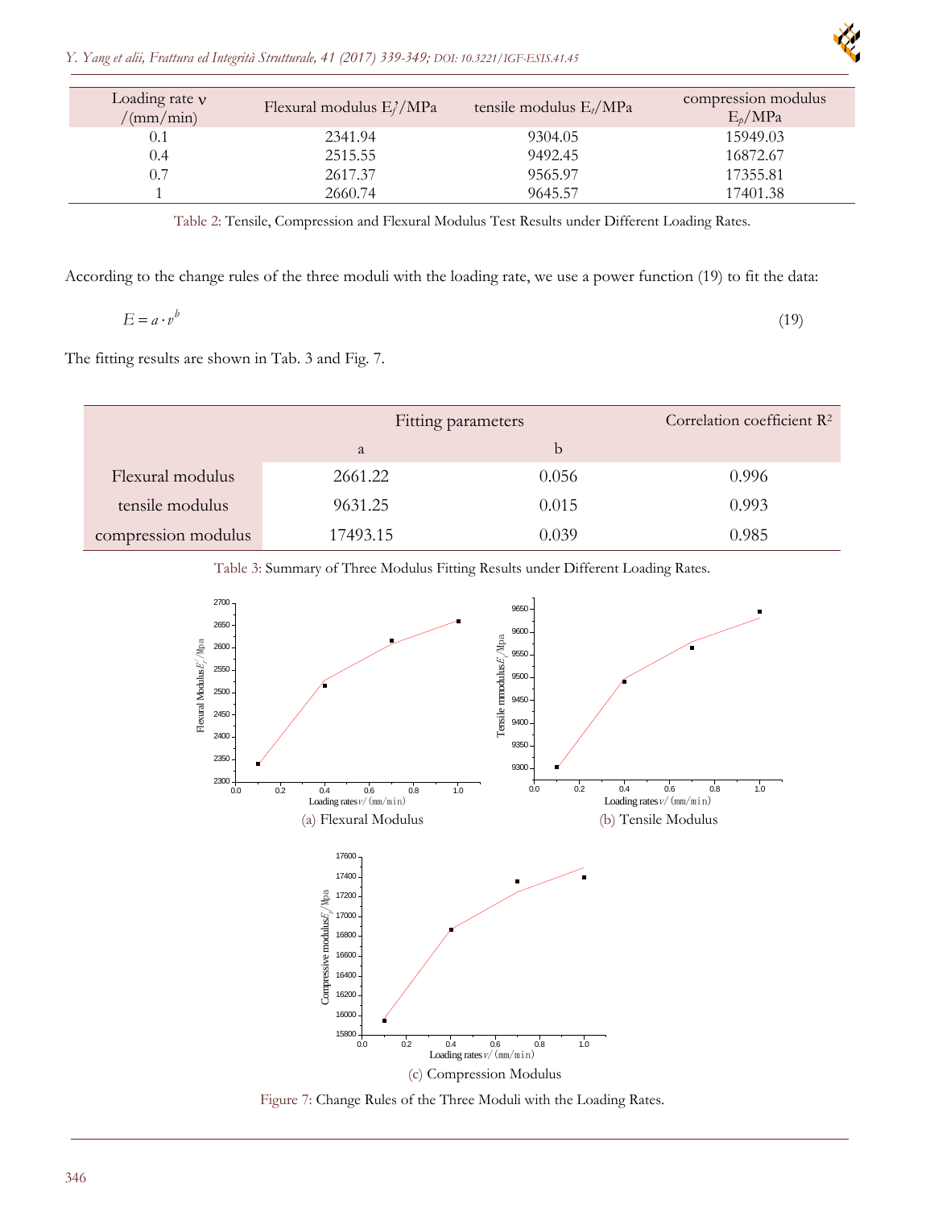| Loading rate ν /(mm/min) | Flexural modulus $E_f'$/MPa | tensile modulus $E_t$/MPa | compression modulus $E_p$/MPa |
|---|---|---|---|
| 0.1 | 2341.94 | 9304.05 | 15949.03 |
| 0.4 | 2515.55 | 9492.45 | 16872.67 |
| 0.7 | 2617.37 | 9565.97 | 17355.81 |
| 1 | 2660.74 | 9645.57 | 17401.38 |

Table 2: Tensile, Compression and Flexural Modulus Test Results under Different Loading Rates.

According to the change rules of the three moduli with the loading rate, we use a power function (19) to fit the data:

$$E = a \cdot v^b \tag{19}$$

The fitting results are shown in Tab. 3 and Fig. 7.

| | Fitting parameters | | Correlation coefficient $R^2$ |
|---|---|---|---|
| | a | b | |
| Flexural modulus | 2661.22 | 0.056 | 0.996 |
| tensile modulus | 9631.25 | 0.015 | 0.993 |
| compression modulus | 17493.15 | 0.039 | 0.985 |

Table 3: Summary of Three Modulus Fitting Results under Different Loading Rates.

(a) Flexural Modulus

(b) Tensile Modulus

(c) Compression Modulus

Figure 7: Change Rules of the Three Moduli with the Loading Rates.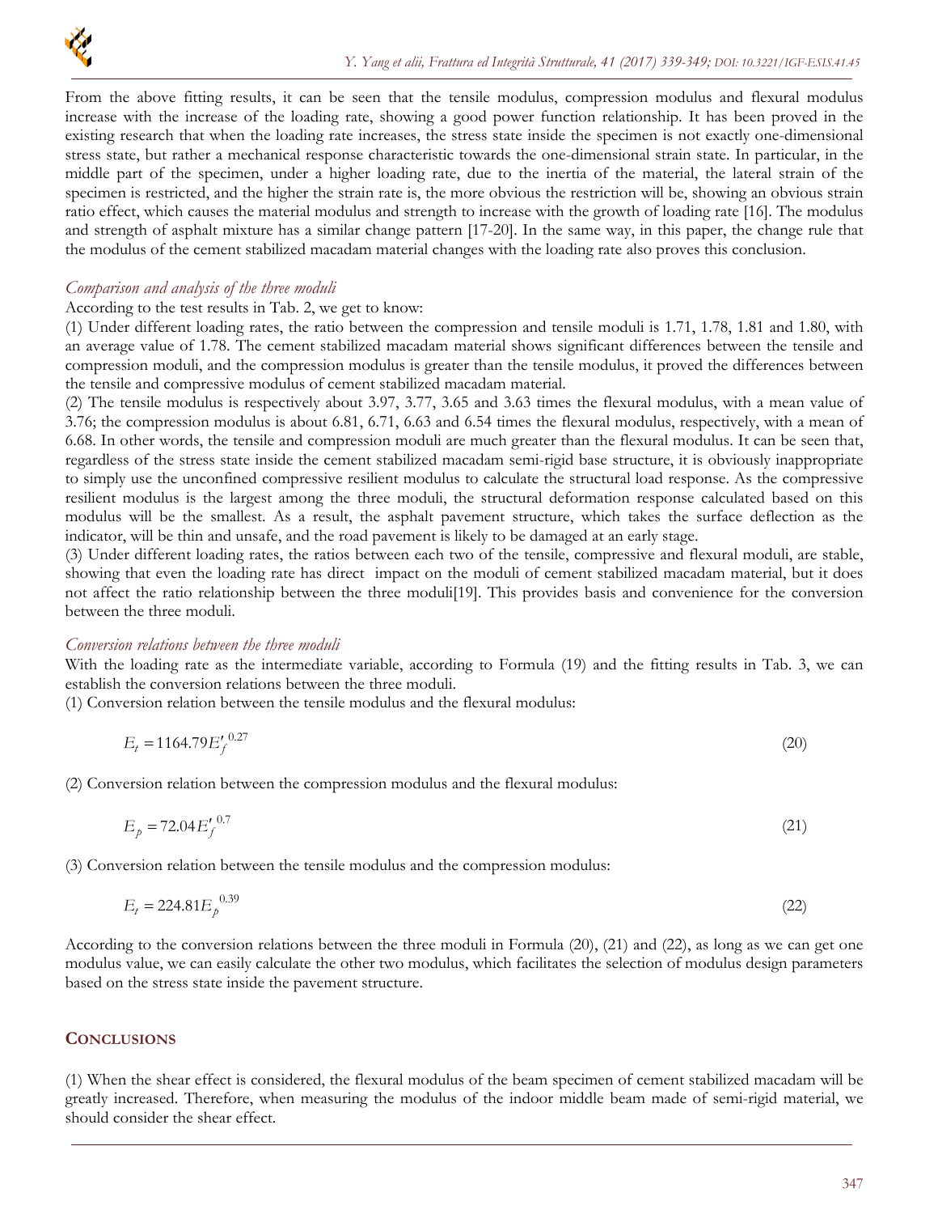From the above fitting results, it can be seen that the tensile modulus, compression modulus and flexural modulus increase with the increase of the loading rate, showing a good power function relationship. It has been proved in the existing research that when the loading rate increases, the stress state inside the specimen is not exactly one-dimensional stress state, but rather a mechanical response characteristic towards the one-dimensional strain state. In particular, in the middle part of the specimen, under a higher loading rate, due to the inertia of the material, the lateral strain of the specimen is restricted, and the higher the strain rate is, the more obvious the restriction will be, showing an obvious strain ratio effect, which causes the material modulus and strength to increase with the growth of loading rate [16]. The modulus and strength of asphalt mixture has a similar change pattern [17-20]. In the same way, in this paper, the change rule that the modulus of the cement stabilized macadam material changes with the loading rate also proves this conclusion.

### *Comparison and analysis of the three moduli*

According to the test results in Tab. 2, we get to know:

(1) Under different loading rates, the ratio between the compression and tensile moduli is 1.71, 1.78, 1.81 and 1.80, with an average value of 1.78. The cement stabilized macadam material shows significant differences between the tensile and compression moduli, and the compression modulus is greater than the tensile modulus, it proved the differences between the tensile and compressive modulus of cement stabilized macadam material.

(2) The tensile modulus is respectively about 3.97, 3.77, 3.65 and 3.63 times the flexural modulus, with a mean value of 3.76; the compression modulus is about 6.81, 6.71, 6.63 and 6.54 times the flexural modulus, respectively, with a mean of 6.68. In other words, the tensile and compression moduli are much greater than the flexural modulus. It can be seen that, regardless of the stress state inside the cement stabilized macadam semi-rigid base structure, it is obviously inappropriate to simply use the unconfined compressive resilient modulus to calculate the structural load response. As the compressive resilient modulus is the largest among the three moduli, the structural deformation response calculated based on this modulus will be the smallest. As a result, the asphalt pavement structure, which takes the surface deflection as the indicator, will be thin and unsafe, and the road pavement is likely to be damaged at an early stage.

(3) Under different loading rates, the ratios between each two of the tensile, compressive and flexural moduli, are stable, showing that even the loading rate has direct impact on the moduli of cement stabilized macadam material, but it does not affect the ratio relationship between the three moduli[19]. This provides basis and convenience for the conversion between the three moduli.

### *Conversion relations between the three moduli*

With the loading rate as the intermediate variable, according to Formula (19) and the fitting results in Tab. 3, we can establish the conversion relations between the three moduli.

(1) Conversion relation between the tensile modulus and the flexural modulus:

$$E_t = 1164.79 {E'_f}^{0.27} \tag{20}$$

(2) Conversion relation between the compression modulus and the flexural modulus:

$$E_p = 72.04 {E'_f}^{0.7} \tag{21}$$

(3) Conversion relation between the tensile modulus and the compression modulus:

$$E_t = 224.81 {E_p}^{0.39} \tag{22}$$

According to the conversion relations between the three moduli in Formula (20), (21) and (22), as long as we can get one modulus value, we can easily calculate the other two modulus, which facilitates the selection of modulus design parameters based on the stress state inside the pavement structure.

## CONCLUSIONS

(1) When the shear effect is considered, the flexural modulus of the beam specimen of cement stabilized macadam will be greatly increased. Therefore, when measuring the modulus of the indoor middle beam made of semi-rigid material, we should consider the shear effect.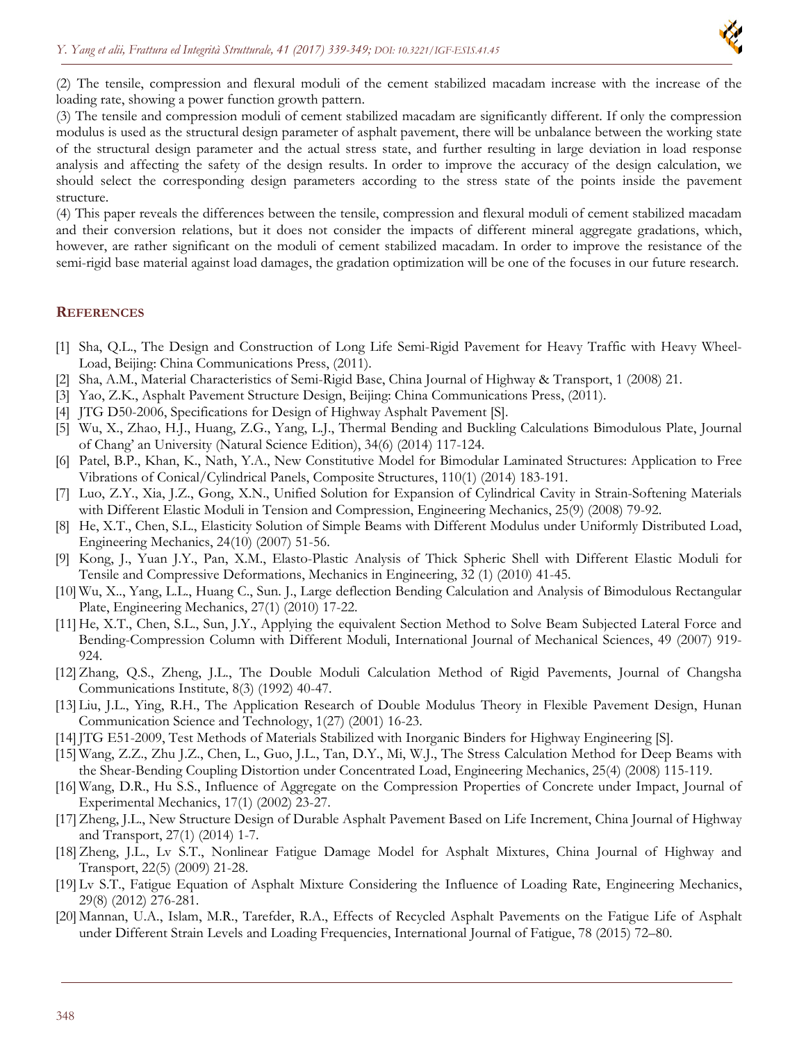(2) The tensile, compression and flexural moduli of the cement stabilized macadam increase with the increase of the loading rate, showing a power function growth pattern.

(3) The tensile and compression moduli of cement stabilized macadam are significantly different. If only the compression modulus is used as the structural design parameter of asphalt pavement, there will be unbalance between the working state of the structural design parameter and the actual stress state, and further resulting in large deviation in load response analysis and affecting the safety of the design results. In order to improve the accuracy of the design calculation, we should select the corresponding design parameters according to the stress state of the points inside the pavement structure.

(4) This paper reveals the differences between the tensile, compression and flexural moduli of cement stabilized macadam and their conversion relations, but it does not consider the impacts of different mineral aggregate gradations, which, however, are rather significant on the moduli of cement stabilized macadam. In order to improve the resistance of the semi-rigid base material against load damages, the gradation optimization will be one of the focuses in our future research.

## REFERENCES

[1] Sha, Q.L., The Design and Construction of Long Life Semi-Rigid Pavement for Heavy Traffic with Heavy Wheel-Load, Beijing: China Communications Press, (2011).

[2] Sha, A.M., Material Characteristics of Semi-Rigid Base, China Journal of Highway & Transport, 1 (2008) 21.

[3] Yao, Z.K., Asphalt Pavement Structure Design, Beijing: China Communications Press, (2011).

[4] JTG D50-2006, Specifications for Design of Highway Asphalt Pavement [S].

[5] Wu, X., Zhao, H.J., Huang, Z.G., Yang, L.J., Thermal Bending and Buckling Calculations Bimodulous Plate, Journal of Chang' an University (Natural Science Edition), 34(6) (2014) 117-124.

[6] Patel, B.P., Khan, K., Nath, Y.A., New Constitutive Model for Bimodular Laminated Structures: Application to Free Vibrations of Conical/Cylindrical Panels, Composite Structures, 110(1) (2014) 183-191.

[7] Luo, Z.Y., Xia, J.Z., Gong, X.N., Unified Solution for Expansion of Cylindrical Cavity in Strain-Softening Materials with Different Elastic Moduli in Tension and Compression, Engineering Mechanics, 25(9) (2008) 79-92.

[8] He, X.T., Chen, S.L., Elasticity Solution of Simple Beams with Different Modulus under Uniformly Distributed Load, Engineering Mechanics, 24(10) (2007) 51-56.

[9] Kong, J., Yuan J.Y., Pan, X.M., Elasto-Plastic Analysis of Thick Spheric Shell with Different Elastic Moduli for Tensile and Compressive Deformations, Mechanics in Engineering, 32 (1) (2010) 41-45.

[10] Wu, X.., Yang, L.L., Huang C., Sun. J., Large deflection Bending Calculation and Analysis of Bimodulous Rectangular Plate, Engineering Mechanics, 27(1) (2010) 17-22.

[11] He, X.T., Chen, S.L., Sun, J.Y., Applying the equivalent Section Method to Solve Beam Subjected Lateral Force and Bending-Compression Column with Different Moduli, International Journal of Mechanical Sciences, 49 (2007) 919-924.

[12] Zhang, Q.S., Zheng, J.L., The Double Moduli Calculation Method of Rigid Pavements, Journal of Changsha Communications Institute, 8(3) (1992) 40-47.

[13] Liu, J.L., Ying, R.H., The Application Research of Double Modulus Theory in Flexible Pavement Design, Hunan Communication Science and Technology, 1(27) (2001) 16-23.

[14] JTG E51-2009, Test Methods of Materials Stabilized with Inorganic Binders for Highway Engineering [S].

[15] Wang, Z.Z., Zhu J.Z., Chen, L., Guo, J.L., Tan, D.Y., Mi, W.J., The Stress Calculation Method for Deep Beams with the Shear-Bending Coupling Distortion under Concentrated Load, Engineering Mechanics, 25(4) (2008) 115-119.

[16] Wang, D.R., Hu S.S., Influence of Aggregate on the Compression Properties of Concrete under Impact, Journal of Experimental Mechanics, 17(1) (2002) 23-27.

[17] Zheng, J.L., New Structure Design of Durable Asphalt Pavement Based on Life Increment, China Journal of Highway and Transport, 27(1) (2014) 1-7.

[18] Zheng, J.L., Lv S.T., Nonlinear Fatigue Damage Model for Asphalt Mixtures, China Journal of Highway and Transport, 22(5) (2009) 21-28.

[19] Lv S.T., Fatigue Equation of Asphalt Mixture Considering the Influence of Loading Rate, Engineering Mechanics, 29(8) (2012) 276-281.

[20] Mannan, U.A., Islam, M.R., Tarefder, R.A., Effects of Recycled Asphalt Pavements on the Fatigue Life of Asphalt under Different Strain Levels and Loading Frequencies, International Journal of Fatigue, 78 (2015) 72–80.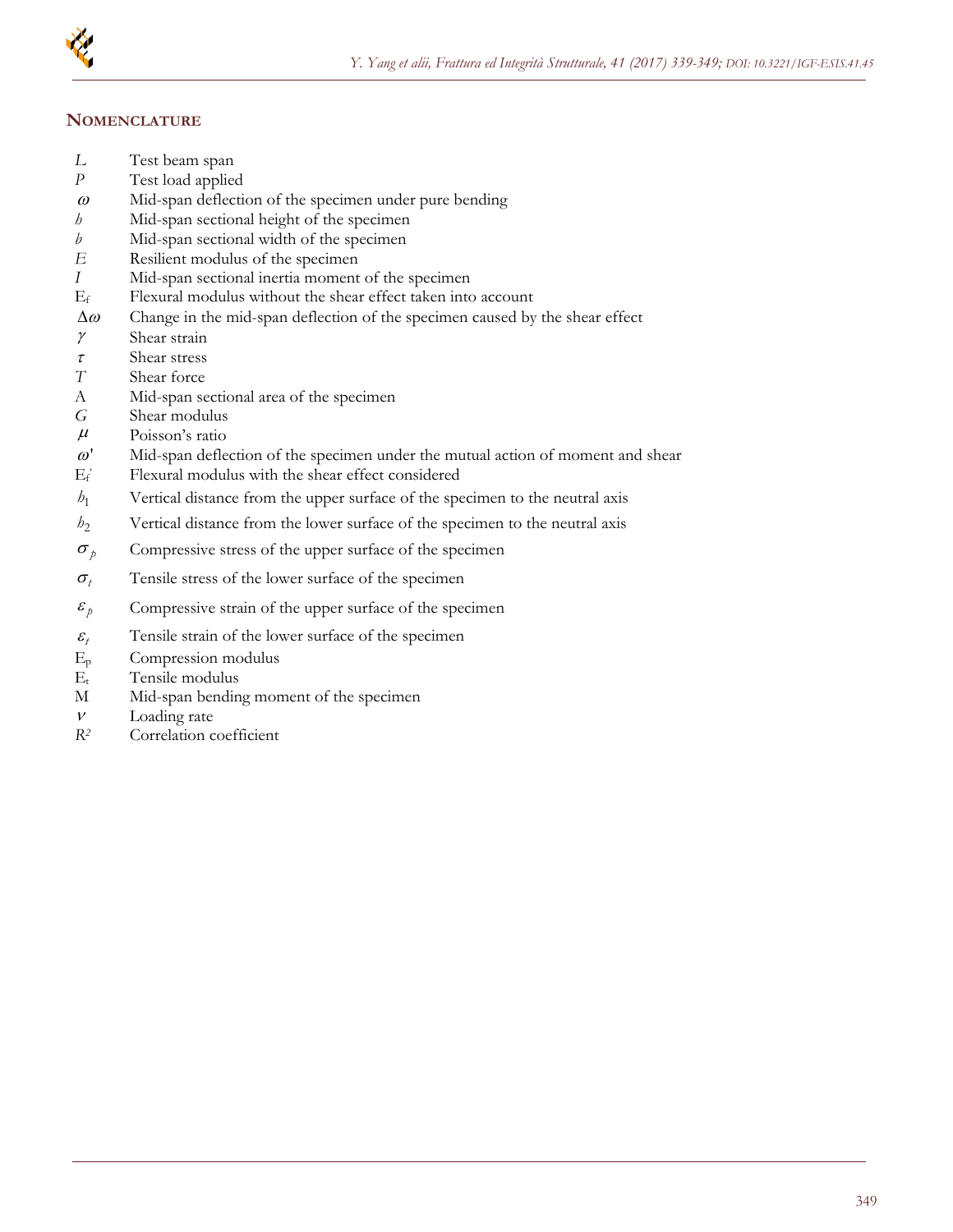## NOMENCLATURE

$L$ Test beam span

$P$ Test load applied

$\omega$ Mid-span deflection of the specimen under pure bending

$h$ Mid-span sectional height of the specimen

$b$ Mid-span sectional width of the specimen

$E$ Resilient modulus of the specimen

$I$ Mid-span sectional inertia moment of the specimen

$E_f$ Flexural modulus without the shear effect taken into account

$\Delta\omega$ Change in the mid-span deflection of the specimen caused by the shear effect

$\gamma$ Shear strain

$\tau$ Shear stress

$T$ Shear force

A Mid-span sectional area of the specimen

$G$ Shear modulus

$\mu$ Poisson's ratio

$\omega'$ Mid-span deflection of the specimen under the mutual action of moment and shear

$E_f'$ Flexural modulus with the shear effect considered

$h_1$ Vertical distance from the upper surface of the specimen to the neutral axis

$h_2$ Vertical distance from the lower surface of the specimen to the neutral axis

$\sigma_p$ Compressive stress of the upper surface of the specimen

$\sigma_t$ Tensile stress of the lower surface of the specimen

$\varepsilon_p$ Compressive strain of the upper surface of the specimen

$\varepsilon_t$ Tensile strain of the lower surface of the specimen

$E_p$ Compression modulus

$E_t$ Tensile modulus

M Mid-span bending moment of the specimen

$v$ Loading rate

$R^2$ Correlation coefficient